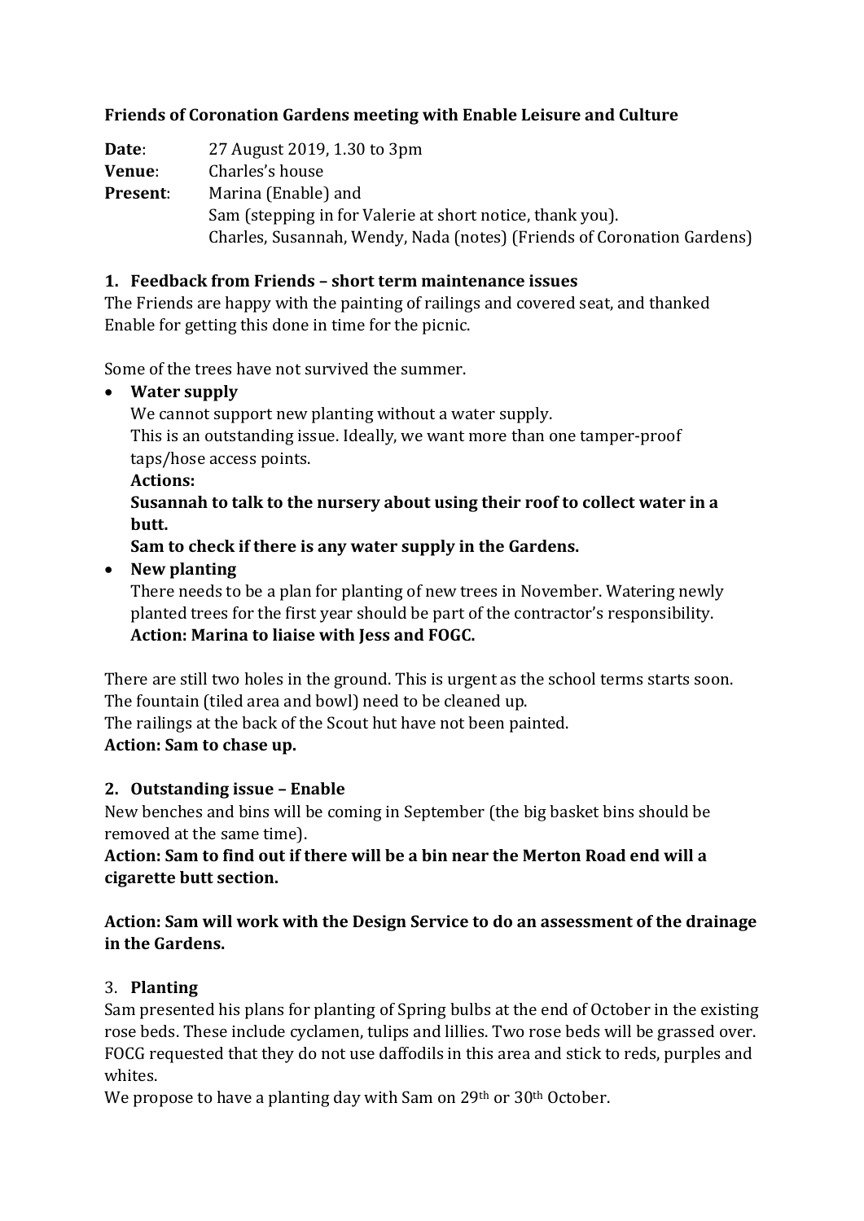**Friends of Coronation Gardens meeting with Enable Leisure and Culture**

**Date**: 27 August 2019, 1.30 to 3pm
**Venue**: Charles's house
**Present**: Marina (Enable) and
Sam (stepping in for Valerie at short notice, thank you).
Charles, Susannah, Wendy, Nada (notes) (Friends of Coronation Gardens)

**1. Feedback from Friends – short term maintenance issues**

The Friends are happy with the painting of railings and covered seat, and thanked Enable for getting this done in time for the picnic.

Some of the trees have not survived the summer.

- **Water supply**
  We cannot support new planting without a water supply.
  This is an outstanding issue. Ideally, we want more than one tamper-proof taps/hose access points.
  **Actions:**
  **Susannah to talk to the nursery about using their roof to collect water in a butt.**
  **Sam to check if there is any water supply in the Gardens.**
- **New planting**
  There needs to be a plan for planting of new trees in November. Watering newly planted trees for the first year should be part of the contractor's responsibility.
  **Action: Marina to liaise with Jess and FOGC.**

There are still two holes in the ground. This is urgent as the school terms starts soon.
The fountain (tiled area and bowl) need to be cleaned up.
The railings at the back of the Scout hut have not been painted.
**Action: Sam to chase up.**

**2. Outstanding issue – Enable**

New benches and bins will be coming in September (the big basket bins should be removed at the same time).

**Action: Sam to find out if there will be a bin near the Merton Road end will a cigarette butt section.**

**Action: Sam will work with the Design Service to do an assessment of the drainage in the Gardens.**

3. **Planting**

Sam presented his plans for planting of Spring bulbs at the end of October in the existing rose beds. These include cyclamen, tulips and lillies. Two rose beds will be grassed over. FOCG requested that they do not use daffodils in this area and stick to reds, purples and whites.

We propose to have a planting day with Sam on 29th or 30th October.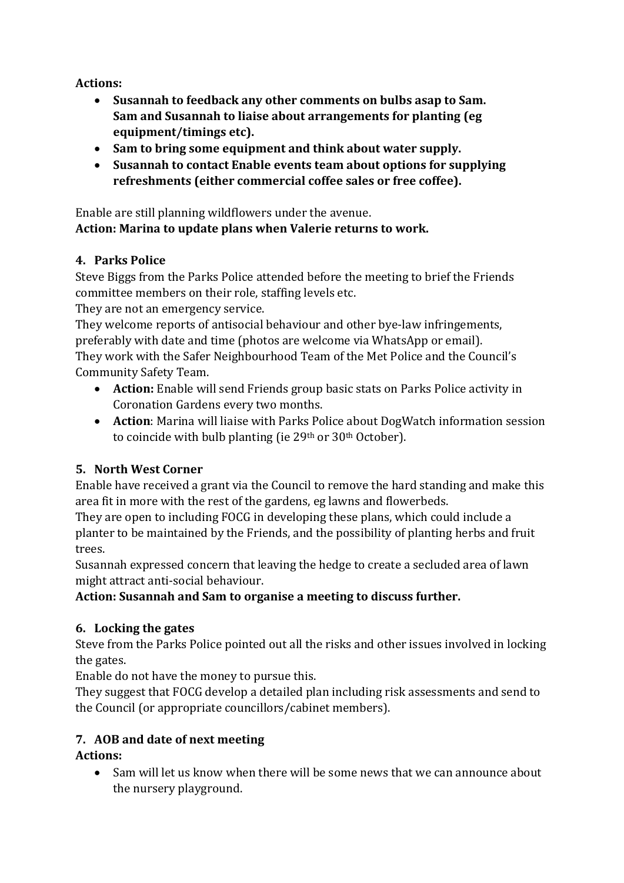**Actions:**

- **Susannah to feedback any other comments on bulbs asap to Sam. Sam and Susannah to liaise about arrangements for planting (eg equipment/timings etc).**
- **Sam to bring some equipment and think about water supply.**
- **Susannah to contact Enable events team about options for supplying refreshments (either commercial coffee sales or free coffee).**

Enable are still planning wildflowers under the avenue.
**Action: Marina to update plans when Valerie returns to work.**

## 4. Parks Police

Steve Biggs from the Parks Police attended before the meeting to brief the Friends committee members on their role, staffing levels etc.
They are not an emergency service.
They welcome reports of antisocial behaviour and other bye-law infringements, preferably with date and time (photos are welcome via WhatsApp or email).
They work with the Safer Neighbourhood Team of the Met Police and the Council's Community Safety Team.

- **Action:** Enable will send Friends group basic stats on Parks Police activity in Coronation Gardens every two months.
- **Action**: Marina will liaise with Parks Police about DogWatch information session to coincide with bulb planting (ie 29th or 30th October).

## 5. North West Corner

Enable have received a grant via the Council to remove the hard standing and make this area fit in more with the rest of the gardens, eg lawns and flowerbeds.
They are open to including FOCG in developing these plans, which could include a planter to be maintained by the Friends, and the possibility of planting herbs and fruit trees.
Susannah expressed concern that leaving the hedge to create a secluded area of lawn might attract anti-social behaviour.
**Action: Susannah and Sam to organise a meeting to discuss further.**

## 6. Locking the gates

Steve from the Parks Police pointed out all the risks and other issues involved in locking the gates.
Enable do not have the money to pursue this.
They suggest that FOCG develop a detailed plan including risk assessments and send to the Council (or appropriate councillors/cabinet members).

## 7. AOB and date of next meeting

**Actions:**

- Sam will let us know when there will be some news that we can announce about the nursery playground.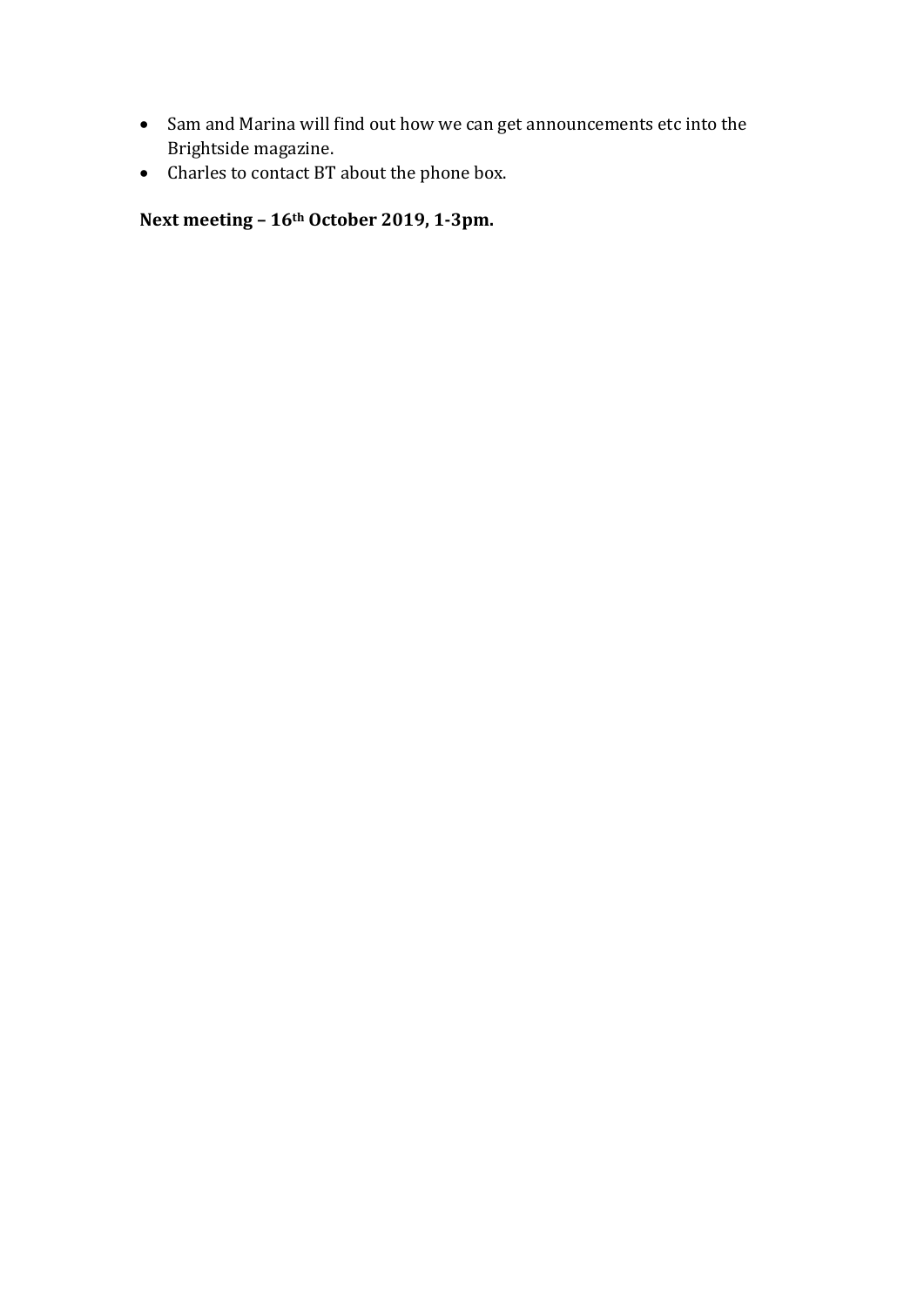- Sam and Marina will find out how we can get announcements etc into the Brightside magazine.
- Charles to contact BT about the phone box.

**Next meeting – 16th October 2019, 1-3pm.**